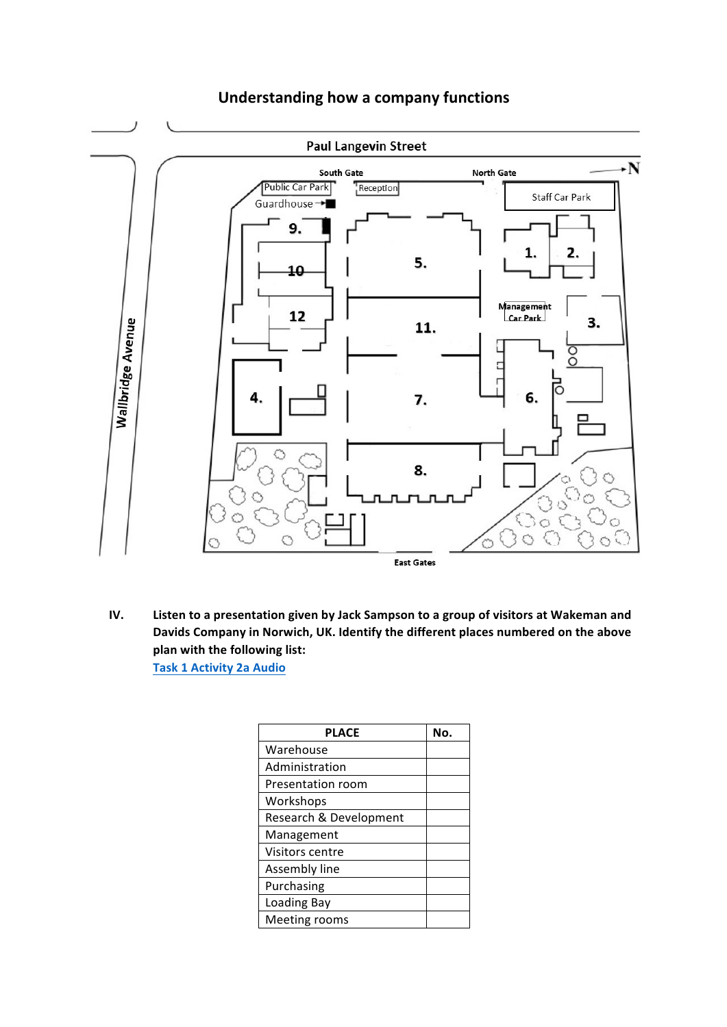# Understanding how a company functions

Paul Langevin Street

South Gate

North Gate

N

Public Car Park

Reception

Guardhouse

Staff Car Park

9.

5.

1.

2.

10

Management Car Park

12

11.

3.

Wallbridge Avenue

4.

7.

6.

8.

East Gates

**IV.** **Listen to a presentation given by Jack Sampson to a group of visitors at Wakeman and Davids Company in Norwich, UK. Identify the different places numbered on the above plan with the following list:**

**Task 1 Activity 2a Audio**

| PLACE | No. |
| --- | --- |
| Warehouse | |
| Administration | |
| Presentation room | |
| Workshops | |
| Research & Development | |
| Management | |
| Visitors centre | |
| Assembly line | |
| Purchasing | |
| Loading Bay | |
| Meeting rooms | |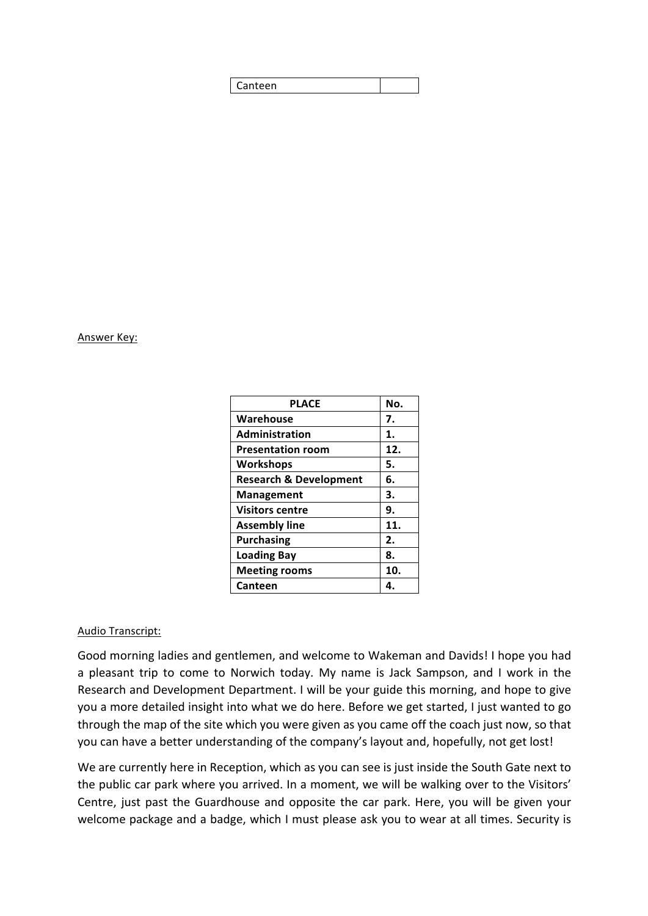| Canteen | |
|---|---|

<u>Answer Key:</u>

| PLACE | No. |
|---|---|
| **Warehouse** | **7.** |
| **Administration** | **1.** |
| **Presentation room** | **12.** |
| **Workshops** | **5.** |
| **Research & Development** | **6.** |
| **Management** | **3.** |
| **Visitors centre** | **9.** |
| **Assembly line** | **11.** |
| **Purchasing** | **2.** |
| **Loading Bay** | **8.** |
| **Meeting rooms** | **10.** |
| **Canteen** | **4.** |

<u>Audio Transcript:</u>

Good morning ladies and gentlemen, and welcome to Wakeman and Davids! I hope you had a pleasant trip to come to Norwich today. My name is Jack Sampson, and I work in the Research and Development Department. I will be your guide this morning, and hope to give you a more detailed insight into what we do here. Before we get started, I just wanted to go through the map of the site which you were given as you came off the coach just now, so that you can have a better understanding of the company's layout and, hopefully, not get lost!

We are currently here in Reception, which as you can see is just inside the South Gate next to the public car park where you arrived. In a moment, we will be walking over to the Visitors' Centre, just past the Guardhouse and opposite the car park. Here, you will be given your welcome package and a badge, which I must please ask you to wear at all times. Security is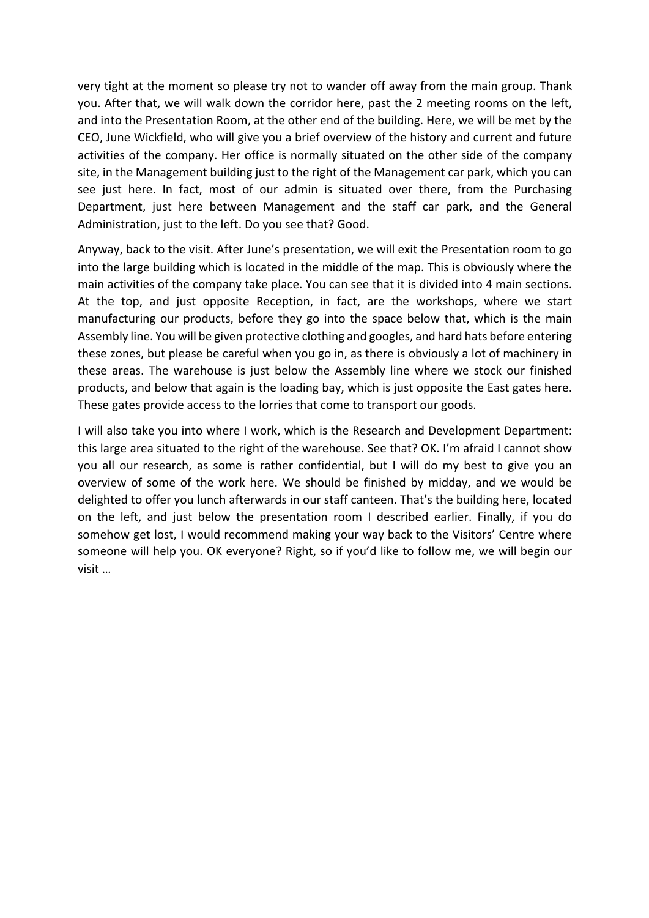very tight at the moment so please try not to wander off away from the main group. Thank you. After that, we will walk down the corridor here, past the 2 meeting rooms on the left, and into the Presentation Room, at the other end of the building. Here, we will be met by the CEO, June Wickfield, who will give you a brief overview of the history and current and future activities of the company. Her office is normally situated on the other side of the company site, in the Management building just to the right of the Management car park, which you can see just here. In fact, most of our admin is situated over there, from the Purchasing Department, just here between Management and the staff car park, and the General Administration, just to the left. Do you see that? Good.

Anyway, back to the visit. After June's presentation, we will exit the Presentation room to go into the large building which is located in the middle of the map. This is obviously where the main activities of the company take place. You can see that it is divided into 4 main sections. At the top, and just opposite Reception, in fact, are the workshops, where we start manufacturing our products, before they go into the space below that, which is the main Assembly line. You will be given protective clothing and googles, and hard hats before entering these zones, but please be careful when you go in, as there is obviously a lot of machinery in these areas. The warehouse is just below the Assembly line where we stock our finished products, and below that again is the loading bay, which is just opposite the East gates here. These gates provide access to the lorries that come to transport our goods.

I will also take you into where I work, which is the Research and Development Department: this large area situated to the right of the warehouse. See that? OK. I'm afraid I cannot show you all our research, as some is rather confidential, but I will do my best to give you an overview of some of the work here. We should be finished by midday, and we would be delighted to offer you lunch afterwards in our staff canteen. That's the building here, located on the left, and just below the presentation room I described earlier. Finally, if you do somehow get lost, I would recommend making your way back to the Visitors' Centre where someone will help you. OK everyone? Right, so if you'd like to follow me, we will begin our visit …